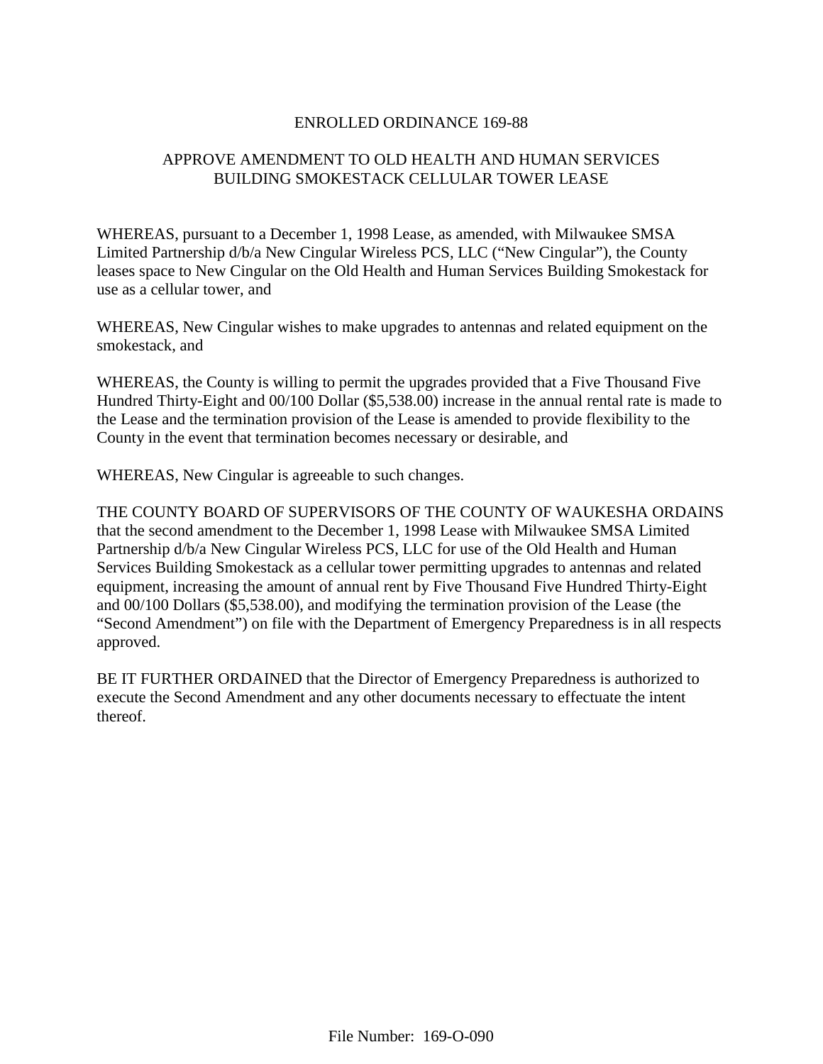# ENROLLED ORDINANCE 169-88

## APPROVE AMENDMENT TO OLD HEALTH AND HUMAN SERVICES BUILDING SMOKESTACK CELLULAR TOWER LEASE

WHEREAS, pursuant to a December 1, 1998 Lease, as amended, with Milwaukee SMSA Limited Partnership d/b/a New Cingular Wireless PCS, LLC ("New Cingular"), the County leases space to New Cingular on the Old Health and Human Services Building Smokestack for use as a cellular tower, and

WHEREAS, New Cingular wishes to make upgrades to antennas and related equipment on the smokestack, and

WHEREAS, the County is willing to permit the upgrades provided that a Five Thousand Five Hundred Thirty-Eight and 00/100 Dollar ($5,538.00) increase in the annual rental rate is made to the Lease and the termination provision of the Lease is amended to provide flexibility to the County in the event that termination becomes necessary or desirable, and

WHEREAS, New Cingular is agreeable to such changes.

THE COUNTY BOARD OF SUPERVISORS OF THE COUNTY OF WAUKESHA ORDAINS that the second amendment to the December 1, 1998 Lease with Milwaukee SMSA Limited Partnership d/b/a New Cingular Wireless PCS, LLC for use of the Old Health and Human Services Building Smokestack as a cellular tower permitting upgrades to antennas and related equipment, increasing the amount of annual rent by Five Thousand Five Hundred Thirty-Eight and 00/100 Dollars ($5,538.00), and modifying the termination provision of the Lease (the "Second Amendment") on file with the Department of Emergency Preparedness is in all respects approved.

BE IT FURTHER ORDAINED that the Director of Emergency Preparedness is authorized to execute the Second Amendment and any other documents necessary to effectuate the intent thereof.

File Number: 169-O-090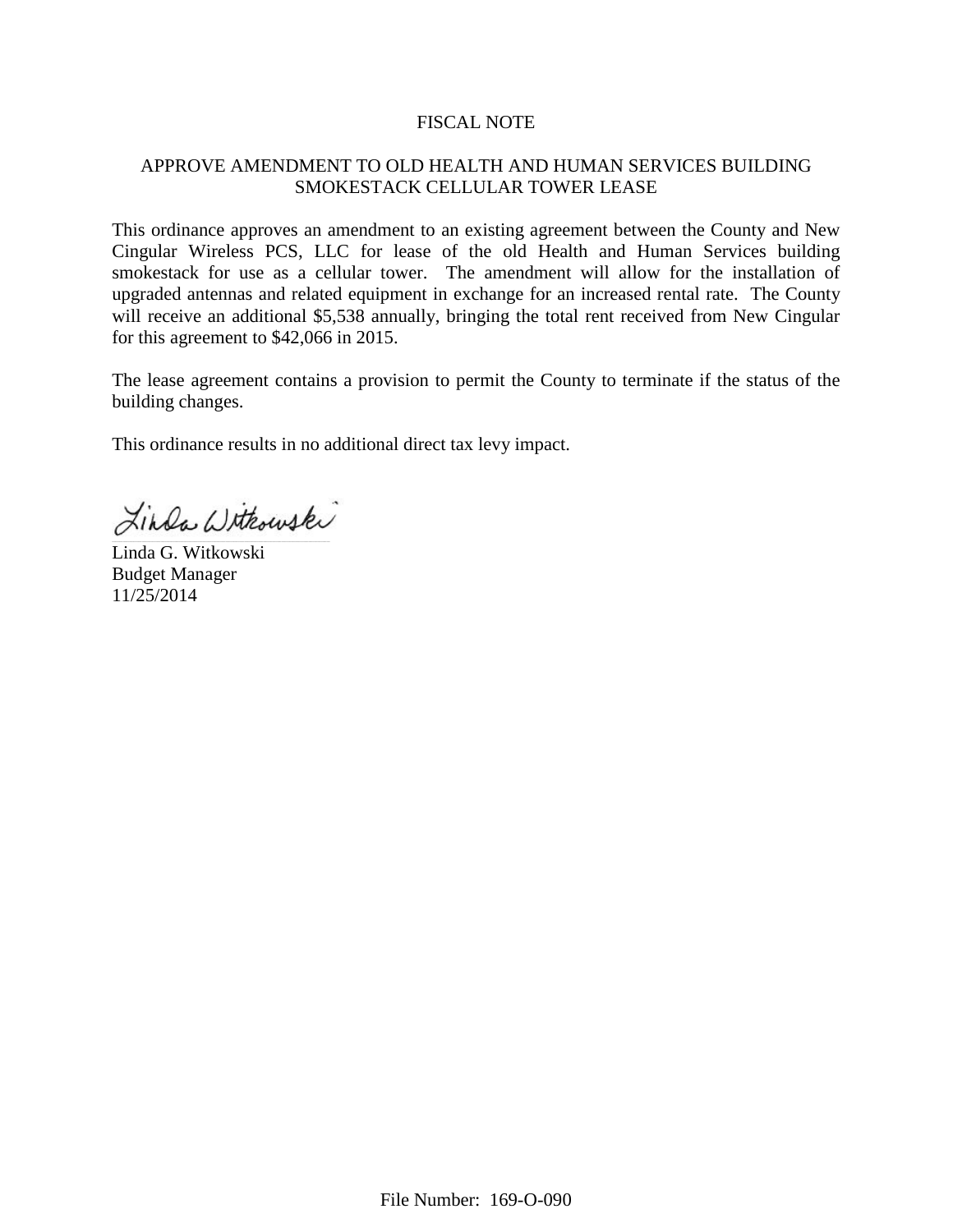# FISCAL NOTE

## APPROVE AMENDMENT TO OLD HEALTH AND HUMAN SERVICES BUILDING SMOKESTACK CELLULAR TOWER LEASE

This ordinance approves an amendment to an existing agreement between the County and New Cingular Wireless PCS, LLC for lease of the old Health and Human Services building smokestack for use as a cellular tower. The amendment will allow for the installation of upgraded antennas and related equipment in exchange for an increased rental rate. The County will receive an additional $5,538 annually, bringing the total rent received from New Cingular for this agreement to $42,066 in 2015.

The lease agreement contains a provision to permit the County to terminate if the status of the building changes.

This ordinance results in no additional direct tax levy impact.

Linda G. Witkowski
Budget Manager
11/25/2014

File Number: 169-O-090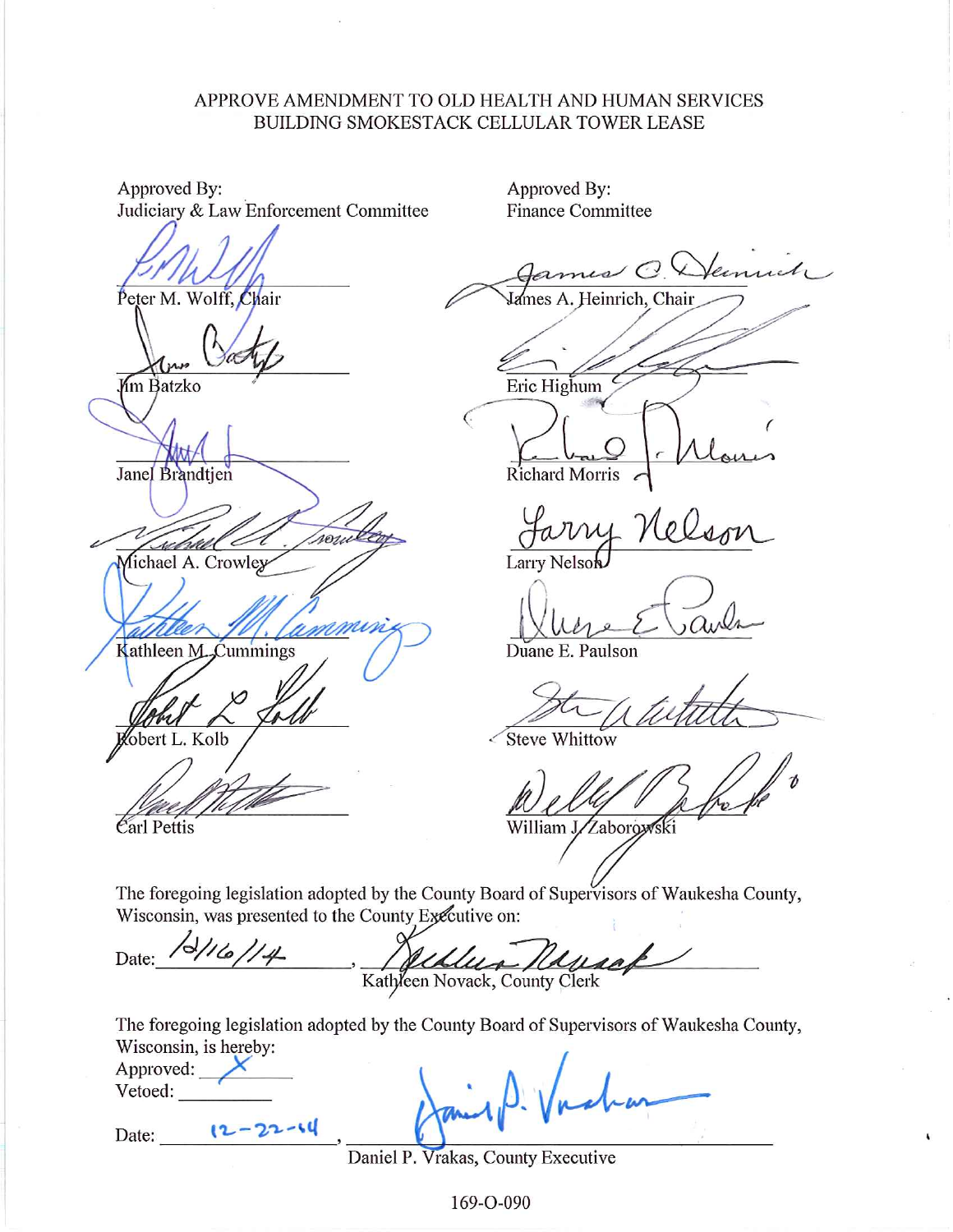APPROVE AMENDMENT TO OLD HEALTH AND HUMAN SERVICES BUILDING SMOKESTACK CELLULAR TOWER LEASE

| Approved By: Judiciary & Law Enforcement Committee | Approved By: Finance Committee |
| --- | --- |
| Peter M. Wolff, Chair | James A. Heinrich, Chair |
| Jim Batzko | Eric Highum |
| Janel Brandtjen | Richard Morris |
| Michael A. Crowley | Larry Nelson |
| Kathleen M. Cummings | Duane E. Paulson |
| Robert L. Kolb | Steve Whittow |
| Carl Pettis | William J. Zaborowski |

The foregoing legislation adopted by the County Board of Supervisors of Waukesha County, Wisconsin, was presented to the County Executive on:

Date: 12/16/14, Kathleen Novack, County Clerk

The foregoing legislation adopted by the County Board of Supervisors of Waukesha County, Wisconsin, is hereby:

Approved: X

Vetoed: ________

Date: 12-22-14, Daniel P. Vrakas, County Executive

169-O-090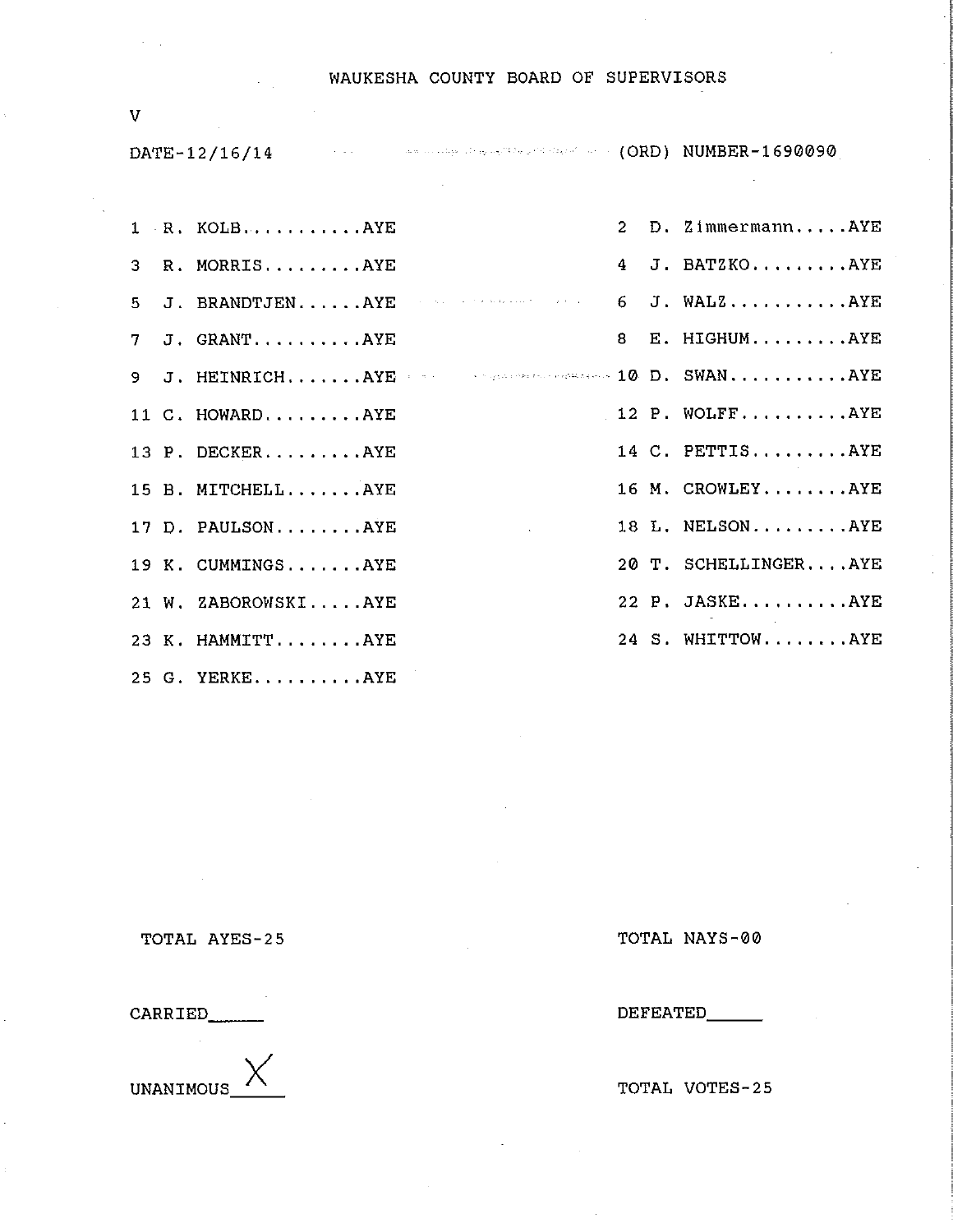WAUKESHA COUNTY BOARD OF SUPERVISORS

V

DATE-12/16/14 (ORD) NUMBER-1690090

| | |
|---|---|
| 1 R. KOLB..........AYE | 2 D. Zimmermann.....AYE |
| 3 R. MORRIS.........AYE | 4 J. BATZKO.........AYE |
| 5 J. BRANDTJEN......AYE | 6 J. WALZ...........AYE |
| 7 J. GRANT..........AYE | 8 E. HIGHUM.........AYE |
| 9 J. HEINRICH.......AYE | 10 D. SWAN...........AYE |
| 11 C. HOWARD.........AYE | 12 P. WOLFF..........AYE |
| 13 P. DECKER.........AYE | 14 C. PETTIS.........AYE |
| 15 B. MITCHELL.......AYE | 16 M. CROWLEY........AYE |
| 17 D. PAULSON........AYE | 18 L. NELSON.........AYE |
| 19 K. CUMMINGS.......AYE | 20 T. SCHELLINGER....AYE |
| 21 W. ZABOROWSKI.....AYE | 22 P. JASKE..........AYE |
| 23 K. HAMMITT........AYE | 24 S. WHITTOW........AYE |
| 25 G. YERKE..........AYE | |

TOTAL AYES-25 TOTAL NAYS-00

CARRIED_____ DEFEATED_____

UNANIMOUS X TOTAL VOTES-25